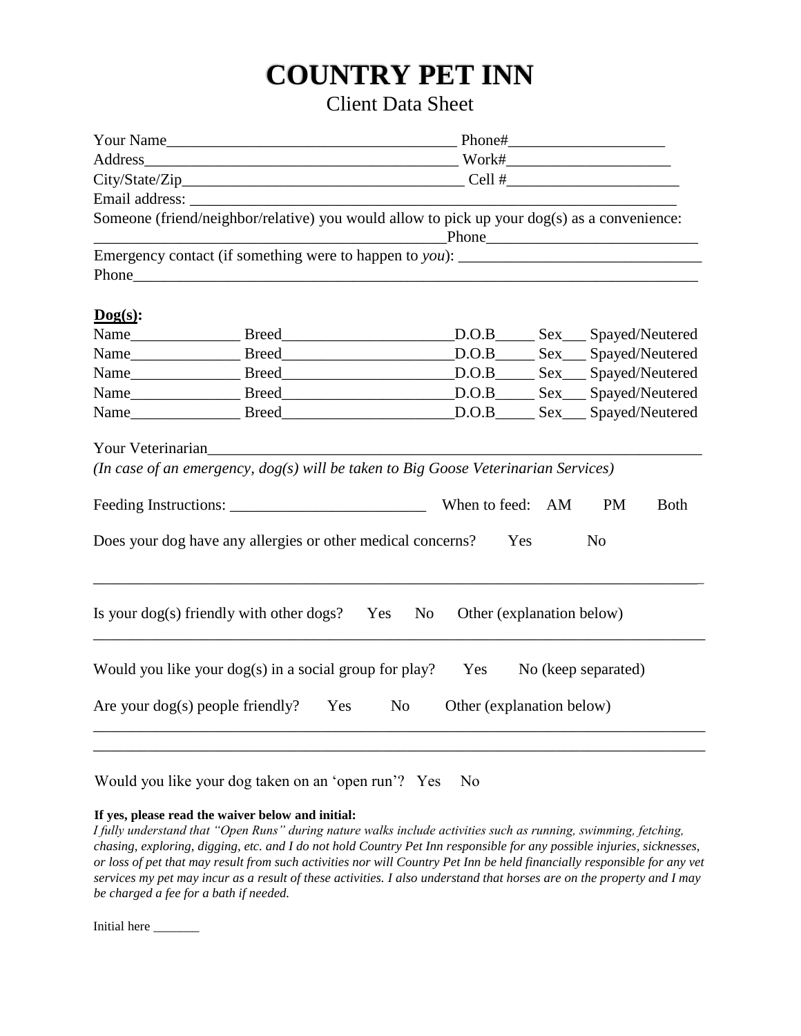# COUNTRY PET INN

## Client Data Sheet

Your Name_____________________________________ Phone#____________________

Address________________________________________ Work#_____________________

City/State/Zip_____________________________________ Cell #______________________

Email address: ________________________________________________________________

Someone (friend/neighbor/relative) you would allow to pick up your dog(s) as a convenience:

_____________________________________________Phone___________________________

Emergency contact (if something were to happen to *you*): ______________________________

Phone_________________________________________________________________________

**Dog(s):**

Name______________ Breed______________________D.O.B_____ Sex___ Spayed/Neutered

Name______________ Breed______________________D.O.B_____ Sex___ Spayed/Neutered

Name______________ Breed______________________D.O.B_____ Sex___ Spayed/Neutered

Name______________ Breed______________________D.O.B_____ Sex___ Spayed/Neutered

Name______________ Breed______________________D.O.B_____ Sex___ Spayed/Neutered

Your Veterinarian_______________________________________________________________

*(In case of an emergency, dog(s) will be taken to Big Goose Veterinarian Services)*

Feeding Instructions: _________________________ When to feed: AM PM Both

Does your dog have any allergies or other medical concerns? Yes No

_______________________________________________________________________________

Is your dog(s) friendly with other dogs? Yes No Other (explanation below)

_______________________________________________________________________________

Would you like your dog(s) in a social group for play? Yes No (keep separated)

Are your dog(s) people friendly? Yes No Other (explanation below)

_______________________________________________________________________________

_______________________________________________________________________________

Would you like your dog taken on an 'open run'? Yes No

**If yes, please read the waiver below and initial:**

*I fully understand that "Open Runs" during nature walks include activities such as running, swimming, fetching, chasing, exploring, digging, etc. and I do not hold Country Pet Inn responsible for any possible injuries, sicknesses, or loss of pet that may result from such activities nor will Country Pet Inn be held financially responsible for any vet services my pet may incur as a result of these activities. I also understand that horses are on the property and I may be charged a fee for a bath if needed.*

Initial here _______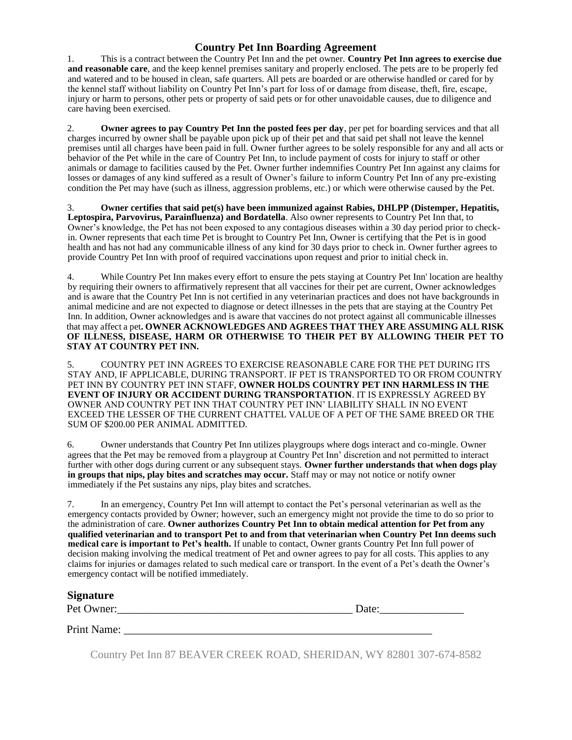# Country Pet Inn Boarding Agreement

1. This is a contract between the Country Pet Inn and the pet owner. **Country Pet Inn agrees to exercise due and reasonable care**, and the keep kennel premises sanitary and properly enclosed. The pets are to be properly fed and watered and to be housed in clean, safe quarters. All pets are boarded or are otherwise handled or cared for by the kennel staff without liability on Country Pet Inn's part for loss of or damage from disease, theft, fire, escape, injury or harm to persons, other pets or property of said pets or for other unavoidable causes, due to diligence and care having been exercised.

2. **Owner agrees to pay Country Pet Inn the posted fees per day**, per pet for boarding services and that all charges incurred by owner shall be payable upon pick up of their pet and that said pet shall not leave the kennel premises until all charges have been paid in full. Owner further agrees to be solely responsible for any and all acts or behavior of the Pet while in the care of Country Pet Inn, to include payment of costs for injury to staff or other animals or damage to facilities caused by the Pet. Owner further indemnifies Country Pet Inn against any claims for losses or damages of any kind suffered as a result of Owner's failure to inform Country Pet Inn of any pre-existing condition the Pet may have (such as illness, aggression problems, etc.) or which were otherwise caused by the Pet.

3. **Owner certifies that said pet(s) have been immunized against Rabies, DHLPP (Distemper, Hepatitis, Leptospira, Parvovirus, Parainfluenza) and Bordatella**. Also owner represents to Country Pet Inn that, to Owner's knowledge, the Pet has not been exposed to any contagious diseases within a 30 day period prior to check-in. Owner represents that each time Pet is brought to Country Pet Inn, Owner is certifying that the Pet is in good health and has not had any communicable illness of any kind for 30 days prior to check in. Owner further agrees to provide Country Pet Inn with proof of required vaccinations upon request and prior to initial check in.

4. While Country Pet Inn makes every effort to ensure the pets staying at Country Pet Inn' location are healthy by requiring their owners to affirmatively represent that all vaccines for their pet are current, Owner acknowledges and is aware that the Country Pet Inn is not certified in any veterinarian practices and does not have backgrounds in animal medicine and are not expected to diagnose or detect illnesses in the pets that are staying at the Country Pet Inn. In addition, Owner acknowledges and is aware that vaccines do not protect against all communicable illnesses that may affect a pet**. OWNER ACKNOWLEDGES AND AGREES THAT THEY ARE ASSUMING ALL RISK OF ILLNESS, DISEASE, HARM OR OTHERWISE TO THEIR PET BY ALLOWING THEIR PET TO STAY AT COUNTRY PET INN.**

5. COUNTRY PET INN AGREES TO EXERCISE REASONABLE CARE FOR THE PET DURING ITS STAY AND, IF APPLICABLE, DURING TRANSPORT. IF PET IS TRANSPORTED TO OR FROM COUNTRY PET INN BY COUNTRY PET INN STAFF, **OWNER HOLDS COUNTRY PET INN HARMLESS IN THE EVENT OF INJURY OR ACCIDENT DURING TRANSPORTATION**. IT IS EXPRESSLY AGREED BY OWNER AND COUNTRY PET INN THAT COUNTRY PET INN' LIABILITY SHALL IN NO EVENT EXCEED THE LESSER OF THE CURRENT CHATTEL VALUE OF A PET OF THE SAME BREED OR THE SUM OF $200.00 PER ANIMAL ADMITTED.

6. Owner understands that Country Pet Inn utilizes playgroups where dogs interact and co-mingle. Owner agrees that the Pet may be removed from a playgroup at Country Pet Inn' discretion and not permitted to interact further with other dogs during current or any subsequent stays. **Owner further understands that when dogs play in groups that nips, play bites and scratches may occur.** Staff may or may not notice or notify owner immediately if the Pet sustains any nips, play bites and scratches.

7. In an emergency, Country Pet Inn will attempt to contact the Pet's personal veterinarian as well as the emergency contacts provided by Owner; however, such an emergency might not provide the time to do so prior to the administration of care. **Owner authorizes Country Pet Inn to obtain medical attention for Pet from any qualified veterinarian and to transport Pet to and from that veterinarian when Country Pet Inn deems such medical care is important to Pet's health.** If unable to contact, Owner grants Country Pet Inn full power of decision making involving the medical treatment of Pet and owner agrees to pay for all costs. This applies to any claims for injuries or damages related to such medical care or transport. In the event of a Pet's death the Owner's emergency contact will be notified immediately.

## Signature

Pet Owner:_________________________________________ Date:_______________

Print Name: _________________________________________________________

Country Pet Inn 87 BEAVER CREEK ROAD, SHERIDAN, WY 82801 307-674-8582